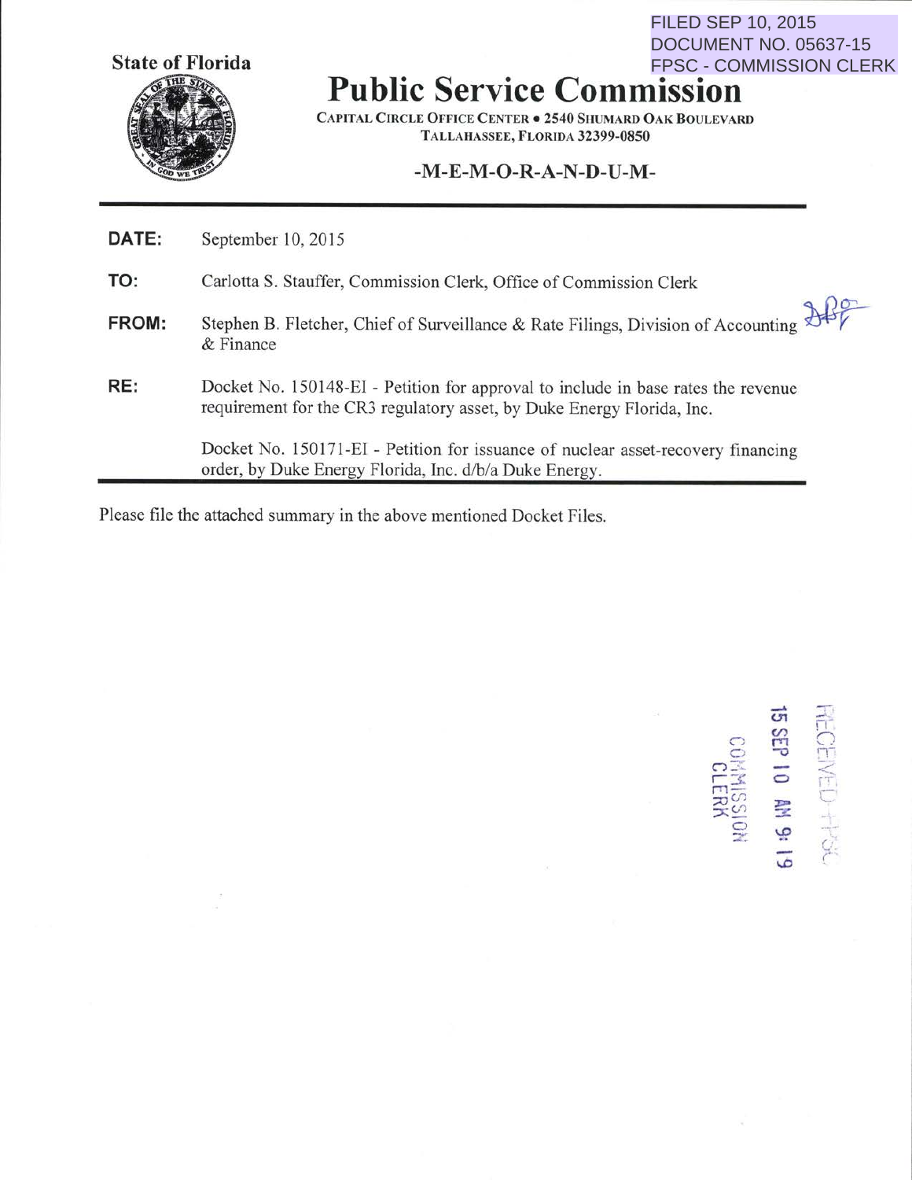FILED SEP 10, 2015
DOCUMENT NO. 05637-15
FPSC - COMMISSION CLERK

State of Florida

# Public Service Commission

CAPITAL CIRCLE OFFICE CENTER • 2540 SHUMARD OAK BOULEVARD
TALLAHASSEE, FLORIDA 32399-0850

-M-E-M-O-R-A-N-D-U-M-

**DATE:** September 10, 2015

**TO:** Carlotta S. Stauffer, Commission Clerk, Office of Commission Clerk

**FROM:** Stephen B. Fletcher, Chief of Surveillance & Rate Filings, Division of Accounting & Finance

**RE:** Docket No. 150148-EI - Petition for approval to include in base rates the revenue requirement for the CR3 regulatory asset, by Duke Energy Florida, Inc.

Docket No. 150171-EI - Petition for issuance of nuclear asset-recovery financing order, by Duke Energy Florida, Inc. d/b/a Duke Energy.

Please file the attached summary in the above mentioned Docket Files.

RECEIVED-FPSC
15 SEP 10 AM 9:19
COMMISSION
CLERK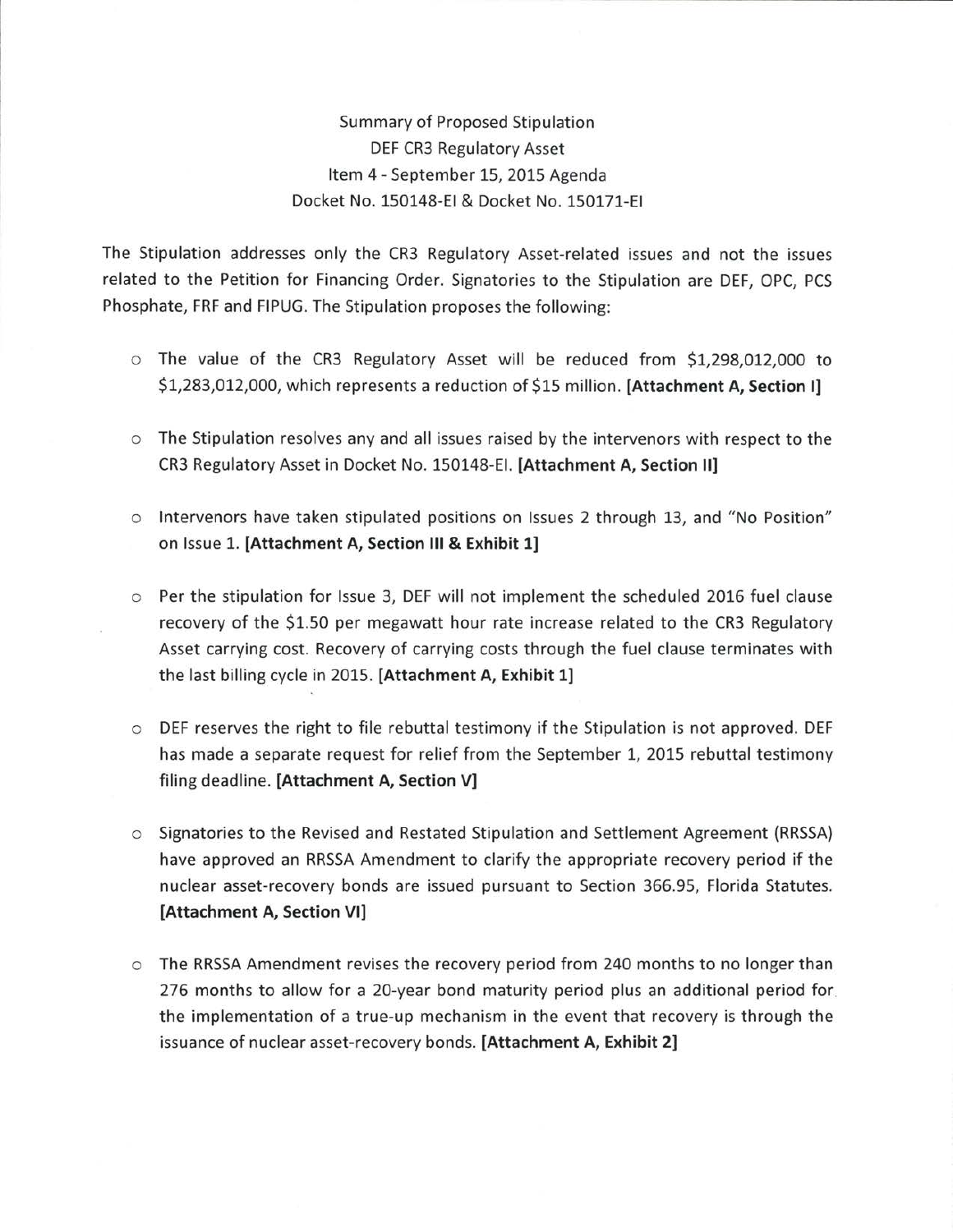Summary of Proposed Stipulation
DEF CR3 Regulatory Asset
Item 4 - September 15, 2015 Agenda
Docket No. 150148-EI & Docket No. 150171-EI

The Stipulation addresses only the CR3 Regulatory Asset-related issues and not the issues related to the Petition for Financing Order. Signatories to the Stipulation are DEF, OPC, PCS Phosphate, FRF and FIPUG. The Stipulation proposes the following:

- The value of the CR3 Regulatory Asset will be reduced from $1,298,012,000 to $1,283,012,000, which represents a reduction of $15 million. **[Attachment A, Section I]**

- The Stipulation resolves any and all issues raised by the intervenors with respect to the CR3 Regulatory Asset in Docket No. 150148-EI. **[Attachment A, Section II]**

- Intervenors have taken stipulated positions on Issues 2 through 13, and "No Position" on Issue 1. **[Attachment A, Section III & Exhibit 1]**

- Per the stipulation for Issue 3, DEF will not implement the scheduled 2016 fuel clause recovery of the $1.50 per megawatt hour rate increase related to the CR3 Regulatory Asset carrying cost. Recovery of carrying costs through the fuel clause terminates with the last billing cycle in 2015. **[Attachment A, Exhibit 1]**

- DEF reserves the right to file rebuttal testimony if the Stipulation is not approved. DEF has made a separate request for relief from the September 1, 2015 rebuttal testimony filing deadline. **[Attachment A, Section V]**

- Signatories to the Revised and Restated Stipulation and Settlement Agreement (RRSSA) have approved an RRSSA Amendment to clarify the appropriate recovery period if the nuclear asset-recovery bonds are issued pursuant to Section 366.95, Florida Statutes. **[Attachment A, Section VI]**

- The RRSSA Amendment revises the recovery period from 240 months to no longer than 276 months to allow for a 20-year bond maturity period plus an additional period for the implementation of a true-up mechanism in the event that recovery is through the issuance of nuclear asset-recovery bonds. **[Attachment A, Exhibit 2]**